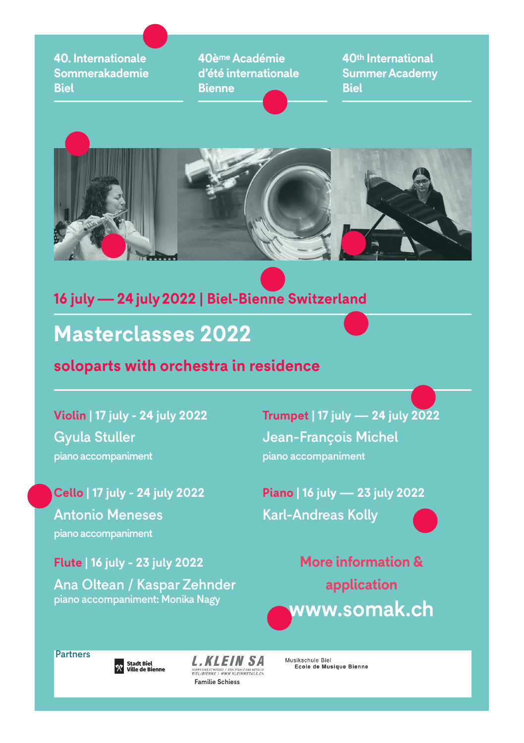40. Internationale Sommerakademie Biel

40ème Académie d'été internationale Bienne

40th International Summer Academy Biel

## 16 july — 24 july 2022 | Biel-Bienne Switzerland

# Masterclasses 2022

## soloparts with orchestra in residence

**Violin** | 17 july - 24 july 2022
Gyula Stuller
piano accompaniment

**Cello** | 17 july - 24 july 2022
Antonio Meneses
piano accompaniment

**Flute** | 16 july - 23 july 2022
Ana Oltean / Kaspar Zehnder
piano accompaniment: Monika Nagy

**Trumpet** | 17 july — 24 july 2022
Jean-François Michel
piano accompaniment

**Piano** | 16 july — 23 july 2022
Karl-Andreas Kolly

**More information & application**
**www.somak.ch**

Partners

Stadt Biel
Ville de Bienne

L.KLEIN SA
ACIERS FINS ET MÉTAUX / EDELSTÄHLE UND METALLE
BIEL/BIENNE / WWW.KLEINMETALS.CH
Familie Schiess

Musikschule Biel
Ecole de Musique Bienne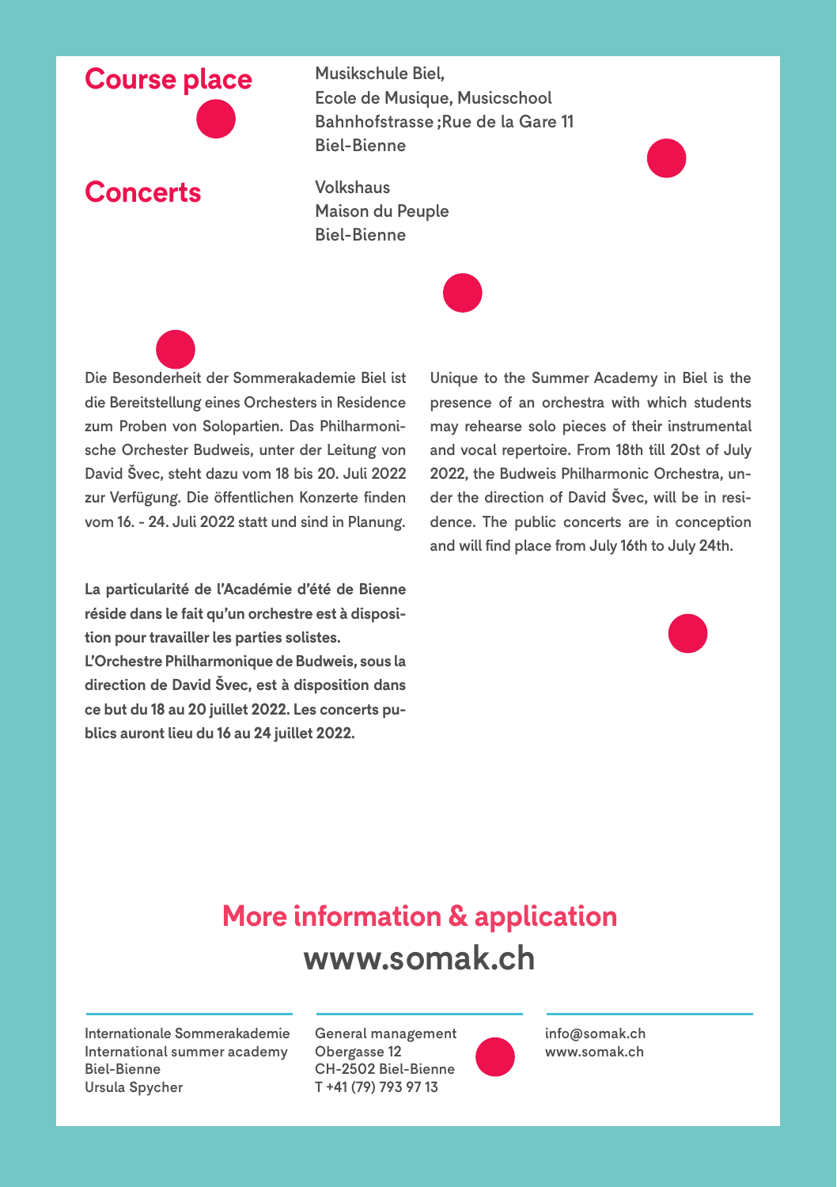## Course place

Musikschule Biel,
Ecole de Musique, Musicschool
Bahnhofstrasse ;Rue de la Gare 11
Biel-Bienne

## Concerts

Volkshaus
Maison du Peuple
Biel-Bienne

Die Besonderheit der Sommerakademie Biel ist die Bereitstellung eines Orchesters in Residence zum Proben von Solopartien. Das Philharmonische Orchester Budweis, unter der Leitung von David Švec, steht dazu vom 18 bis 20. Juli 2022 zur Verfügung. Die öffentlichen Konzerte finden vom 16. - 24. Juli 2022 statt und sind in Planung.

**La particularité de l'Académie d'été de Bienne réside dans le fait qu'un orchestre est à disposition pour travailler les parties solistes. L'Orchestre Philharmonique de Budweis, sous la direction de David Švec, est à disposition dans ce but du 18 au 20 juillet 2022. Les concerts publics auront lieu du 16 au 24 juillet 2022.**

Unique to the Summer Academy in Biel is the presence of an orchestra with which students may rehearse solo pieces of their instrumental and vocal repertoire. From 18th till 20st of July 2022, the Budweis Philharmonic Orchestra, under the direction of David Švec, will be in residence. The public concerts are in conception and will find place from July 16th to July 24th.

## More information & application

## www.somak.ch

Internationale Sommerakademie
International summer academy
Biel-Bienne
Ursula Spycher

General management
Obergasse 12
CH-2502 Biel-Bienne
T +41 (79) 793 97 13

info@somak.ch
www.somak.ch